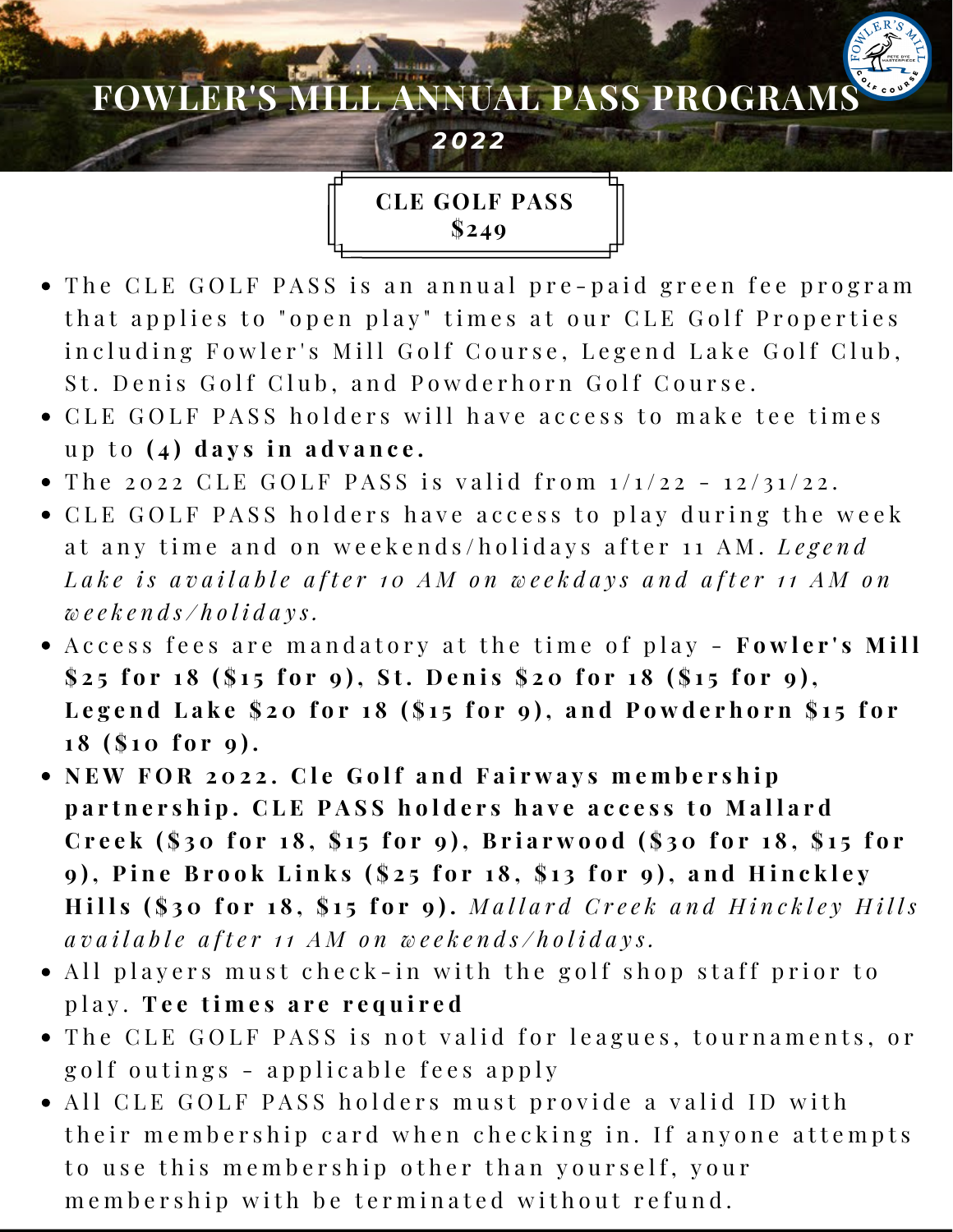# FOWLER'S MILL ANNUAL PASS PROGRAMS

***2022***

## CLE GOLF PASS
## $249

- The CLE GOLF PASS is an annual pre-paid green fee program that applies to "open play" times at our CLE Golf Properties including Fowler's Mill Golf Course, Legend Lake Golf Club, St. Denis Golf Club, and Powderhorn Golf Course.
- CLE GOLF PASS holders will have access to make tee times up to **(4) days in advance.**
- The 2022 CLE GOLF PASS is valid from 1/1/22 - 12/31/22.
- CLE GOLF PASS holders have access to play during the week at any time and on weekends/holidays after 11 AM. *Legend Lake is available after 10 AM on weekdays and after 11 AM on weekends/holidays.*
- Access fees are mandatory at the time of play - **Fowler's Mill $25 for 18 ($15 for 9), St. Denis $20 for 18 ($15 for 9), Legend Lake $20 for 18 ($15 for 9), and Powderhorn $15 for 18 ($10 for 9).**
- **NEW FOR 2022. Cle Golf and Fairways membership partnership. CLE PASS holders have access to Mallard Creek ($30 for 18, $15 for 9), Briarwood ($30 for 18, $15 for 9), Pine Brook Links ($25 for 18, $13 for 9), and Hinckley Hills ($30 for 18, $15 for 9).** *Mallard Creek and Hinckley Hills available after 11 AM on weekends/holidays.*
- All players must check-in with the golf shop staff prior to play. **Tee times are required**
- The CLE GOLF PASS is not valid for leagues, tournaments, or golf outings - applicable fees apply
- All CLE GOLF PASS holders must provide a valid ID with their membership card when checking in. If anyone attempts to use this membership other than yourself, your membership with be terminated without refund.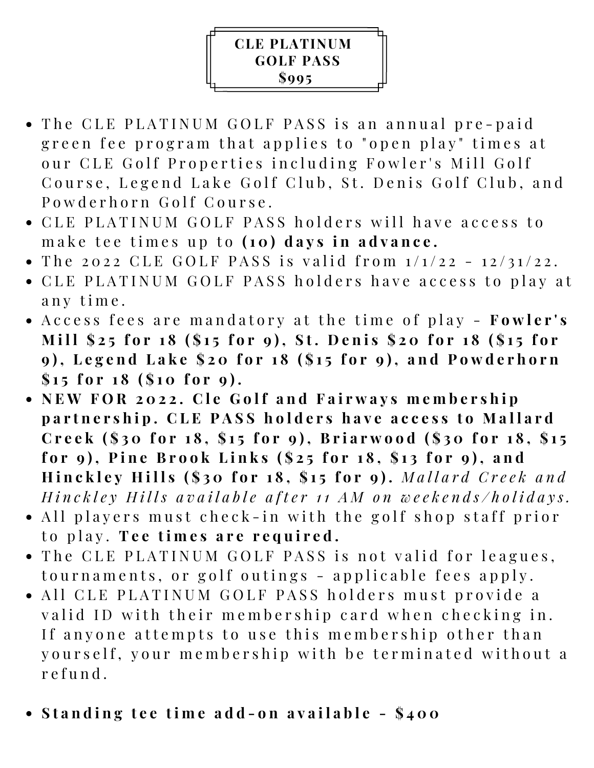# CLE PLATINUM GOLF PASS $995

- The CLE PLATINUM GOLF PASS is an annual pre-paid green fee program that applies to "open play" times at our CLE Golf Properties including Fowler's Mill Golf Course, Legend Lake Golf Club, St. Denis Golf Club, and Powderhorn Golf Course.
- CLE PLATINUM GOLF PASS holders will have access to make tee times up to **(10) days in advance.**
- The 2022 CLE GOLF PASS is valid from 1/1/22 - 12/31/22.
- CLE PLATINUM GOLF PASS holders have access to play at any time.
- Access fees are mandatory at the time of play - **Fowler's Mill $25 for 18 ($15 for 9), St. Denis $20 for 18 ($15 for 9), Legend Lake $20 for 18 ($15 for 9), and Powderhorn $15 for 18 ($10 for 9).**
- **NEW FOR 2022. Cle Golf and Fairways membership partnership. CLE PASS holders have access to Mallard Creek ($30 for 18, $15 for 9), Briarwood ($30 for 18, $15 for 9), Pine Brook Links ($25 for 18, $13 for 9), and Hinckley Hills ($30 for 18, $15 for 9).** *Mallard Creek and Hinckley Hills available after 11 AM on weekends/holidays.*
- All players must check-in with the golf shop staff prior to play. **Tee times are required.**
- The CLE PLATINUM GOLF PASS is not valid for leagues, tournaments, or golf outings - applicable fees apply.
- All CLE PLATINUM GOLF PASS holders must provide a valid ID with their membership card when checking in. If anyone attempts to use this membership other than yourself, your membership with be terminated without a refund.

- **Standing tee time add-on available - $400**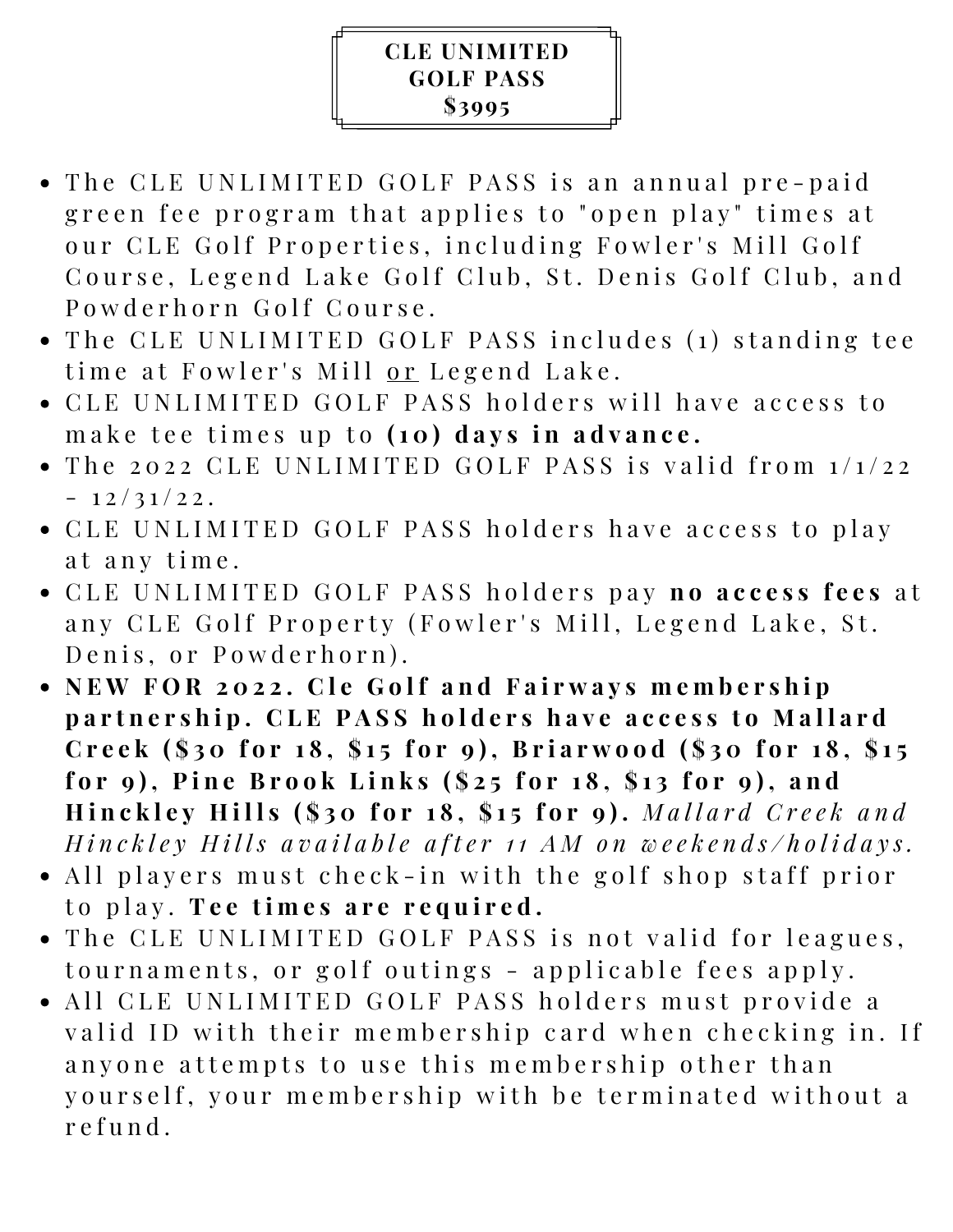# CLE UNIMITED GOLF PASS $3995

- The CLE UNLIMITED GOLF PASS is an annual pre-paid green fee program that applies to "open play" times at our CLE Golf Properties, including Fowler's Mill Golf Course, Legend Lake Golf Club, St. Denis Golf Club, and Powderhorn Golf Course.
- The CLE UNLIMITED GOLF PASS includes (1) standing tee time at Fowler's Mill or Legend Lake.
- CLE UNLIMITED GOLF PASS holders will have access to make tee times up to **(10) days in advance.**
- The 2022 CLE UNLIMITED GOLF PASS is valid from 1/1/22 - 12/31/22.
- CLE UNLIMITED GOLF PASS holders have access to play at any time.
- CLE UNLIMITED GOLF PASS holders pay **no access fees** at any CLE Golf Property (Fowler's Mill, Legend Lake, St. Denis, or Powderhorn).
- **NEW FOR 2022. Cle Golf and Fairways membership partnership. CLE PASS holders have access to Mallard Creek ($30 for 18, $15 for 9), Briarwood ($30 for 18, $15 for 9), Pine Brook Links ($25 for 18, $13 for 9), and Hinckley Hills ($30 for 18, $15 for 9).** *Mallard Creek and Hinckley Hills available after 11 AM on weekends/holidays.*
- All players must check-in with the golf shop staff prior to play. **Tee times are required.**
- The CLE UNLIMITED GOLF PASS is not valid for leagues, tournaments, or golf outings - applicable fees apply.
- All CLE UNLIMITED GOLF PASS holders must provide a valid ID with their membership card when checking in. If anyone attempts to use this membership other than yourself, your membership with be terminated without a refund.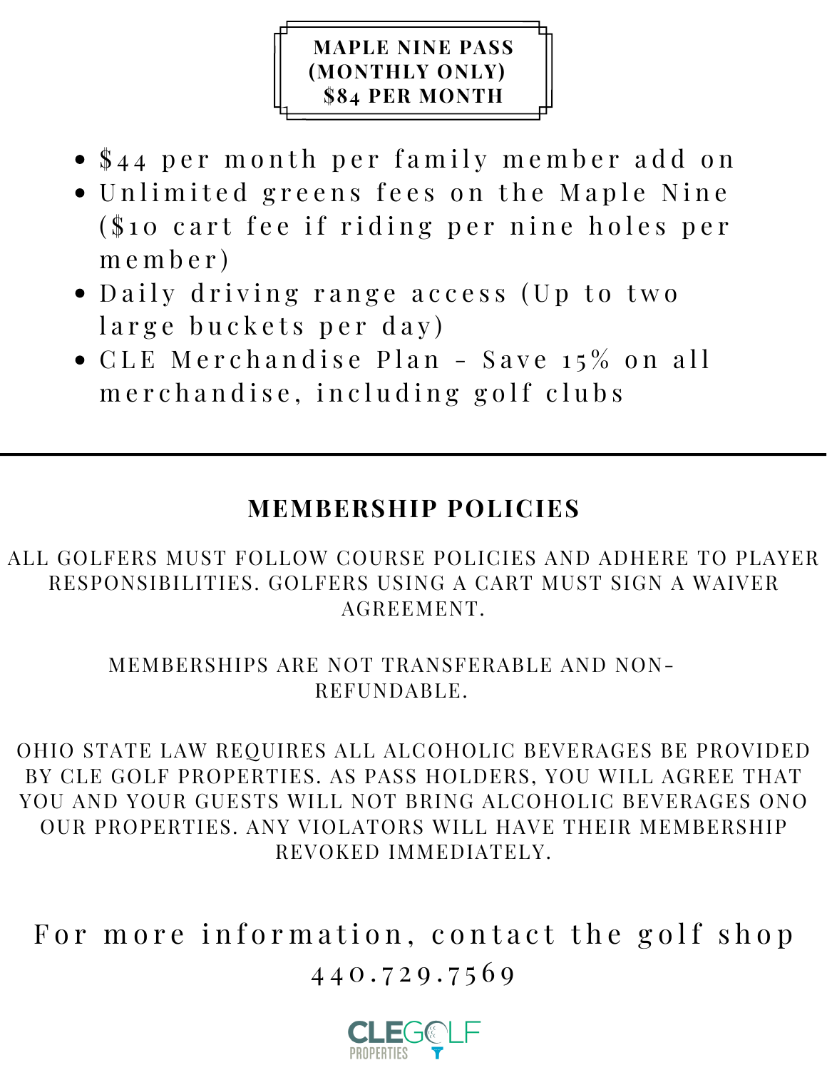**MAPLE NINE PASS (MONTHLY ONLY) $84 PER MONTH**

- $44 per month per family member add on
- Unlimited greens fees on the Maple Nine ($10 cart fee if riding per nine holes per member)
- Daily driving range access (Up to two large buckets per day)
- CLE Merchandise Plan - Save 15% on all merchandise, including golf clubs

---

## MEMBERSHIP POLICIES

ALL GOLFERS MUST FOLLOW COURSE POLICIES AND ADHERE TO PLAYER RESPONSIBILITIES. GOLFERS USING A CART MUST SIGN A WAIVER AGREEMENT.

MEMBERSHIPS ARE NOT TRANSFERABLE AND NON-REFUNDABLE.

OHIO STATE LAW REQUIRES ALL ALCOHOLIC BEVERAGES BE PROVIDED BY CLE GOLF PROPERTIES. AS PASS HOLDERS, YOU WILL AGREE THAT YOU AND YOUR GUESTS WILL NOT BRING ALCOHOLIC BEVERAGES ONO OUR PROPERTIES. ANY VIOLATORS WILL HAVE THEIR MEMBERSHIP REVOKED IMMEDIATELY.

For more information, contact the golf shop

440.729.7569

CLEGOLF PROPERTIES